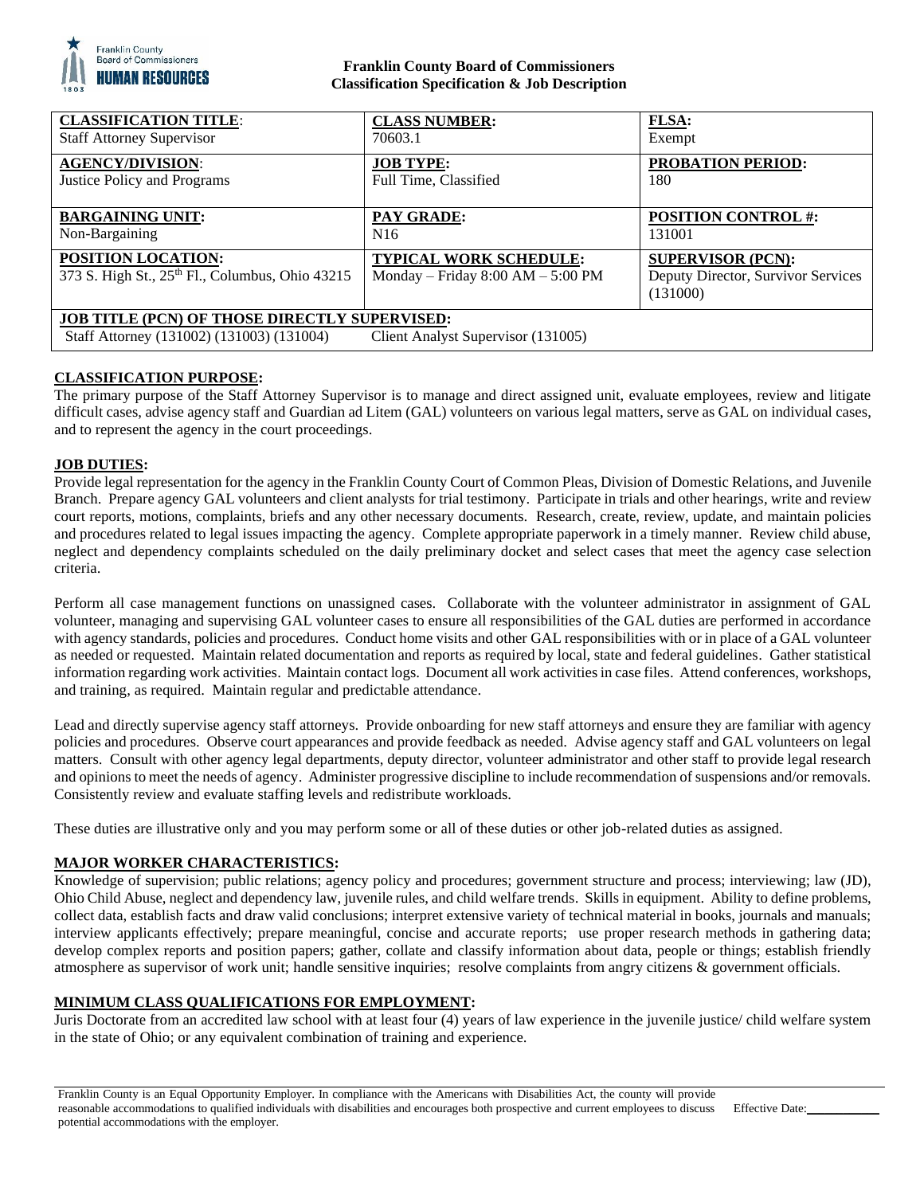**Franklin County Board of Commissioners**
**Classification Specification & Job Description**

| **CLASSIFICATION TITLE**: | **CLASS NUMBER:** | **FLSA:** |
|---|---|---|
| Staff Attorney Supervisor | 70603.1 | Exempt |
| **AGENCY/DIVISION**: | **JOB TYPE:** | **PROBATION PERIOD:** |
| Justice Policy and Programs | Full Time, Classified | 180 |
| **BARGAINING UNIT:** | **PAY GRADE:** | **POSITION CONTROL #:** |
| Non-Bargaining | N16 | 131001 |
| **POSITION LOCATION:** | **TYPICAL WORK SCHEDULE:** | **SUPERVISOR (PCN):** |
| 373 S. High St., 25th Fl., Columbus, Ohio 43215 | Monday – Friday 8:00 AM – 5:00 PM | Deputy Director, Survivor Services (131000) |
| **JOB TITLE (PCN) OF THOSE DIRECTLY SUPERVISED:** | | |
| Staff Attorney (131002) (131003) (131004) | Client Analyst Supervisor (131005) | |

## CLASSIFICATION PURPOSE:

The primary purpose of the Staff Attorney Supervisor is to manage and direct assigned unit, evaluate employees, review and litigate difficult cases, advise agency staff and Guardian ad Litem (GAL) volunteers on various legal matters, serve as GAL on individual cases, and to represent the agency in the court proceedings.

## JOB DUTIES:

Provide legal representation for the agency in the Franklin County Court of Common Pleas, Division of Domestic Relations, and Juvenile Branch. Prepare agency GAL volunteers and client analysts for trial testimony. Participate in trials and other hearings, write and review court reports, motions, complaints, briefs and any other necessary documents. Research, create, review, update, and maintain policies and procedures related to legal issues impacting the agency. Complete appropriate paperwork in a timely manner. Review child abuse, neglect and dependency complaints scheduled on the daily preliminary docket and select cases that meet the agency case selection criteria.

Perform all case management functions on unassigned cases. Collaborate with the volunteer administrator in assignment of GAL volunteer, managing and supervising GAL volunteer cases to ensure all responsibilities of the GAL duties are performed in accordance with agency standards, policies and procedures. Conduct home visits and other GAL responsibilities with or in place of a GAL volunteer as needed or requested. Maintain related documentation and reports as required by local, state and federal guidelines. Gather statistical information regarding work activities. Maintain contact logs. Document all work activities in case files. Attend conferences, workshops, and training, as required. Maintain regular and predictable attendance.

Lead and directly supervise agency staff attorneys. Provide onboarding for new staff attorneys and ensure they are familiar with agency policies and procedures. Observe court appearances and provide feedback as needed. Advise agency staff and GAL volunteers on legal matters. Consult with other agency legal departments, deputy director, volunteer administrator and other staff to provide legal research and opinions to meet the needs of agency. Administer progressive discipline to include recommendation of suspensions and/or removals. Consistently review and evaluate staffing levels and redistribute workloads.

These duties are illustrative only and you may perform some or all of these duties or other job-related duties as assigned.

## MAJOR WORKER CHARACTERISTICS:

Knowledge of supervision; public relations; agency policy and procedures; government structure and process; interviewing; law (JD), Ohio Child Abuse, neglect and dependency law, juvenile rules, and child welfare trends. Skills in equipment. Ability to define problems, collect data, establish facts and draw valid conclusions; interpret extensive variety of technical material in books, journals and manuals; interview applicants effectively; prepare meaningful, concise and accurate reports; use proper research methods in gathering data; develop complex reports and position papers; gather, collate and classify information about data, people or things; establish friendly atmosphere as supervisor of work unit; handle sensitive inquiries; resolve complaints from angry citizens & government officials.

## MINIMUM CLASS QUALIFICATIONS FOR EMPLOYMENT:

Juris Doctorate from an accredited law school with at least four (4) years of law experience in the juvenile justice/ child welfare system in the state of Ohio; or any equivalent combination of training and experience.

Franklin County is an Equal Opportunity Employer. In compliance with the Americans with Disabilities Act, the county will provide reasonable accommodations to qualified individuals with disabilities and encourages both prospective and current employees to discuss potential accommodations with the employer.

Effective Date:\_\_\_\_\_\_\_\_\_\_\_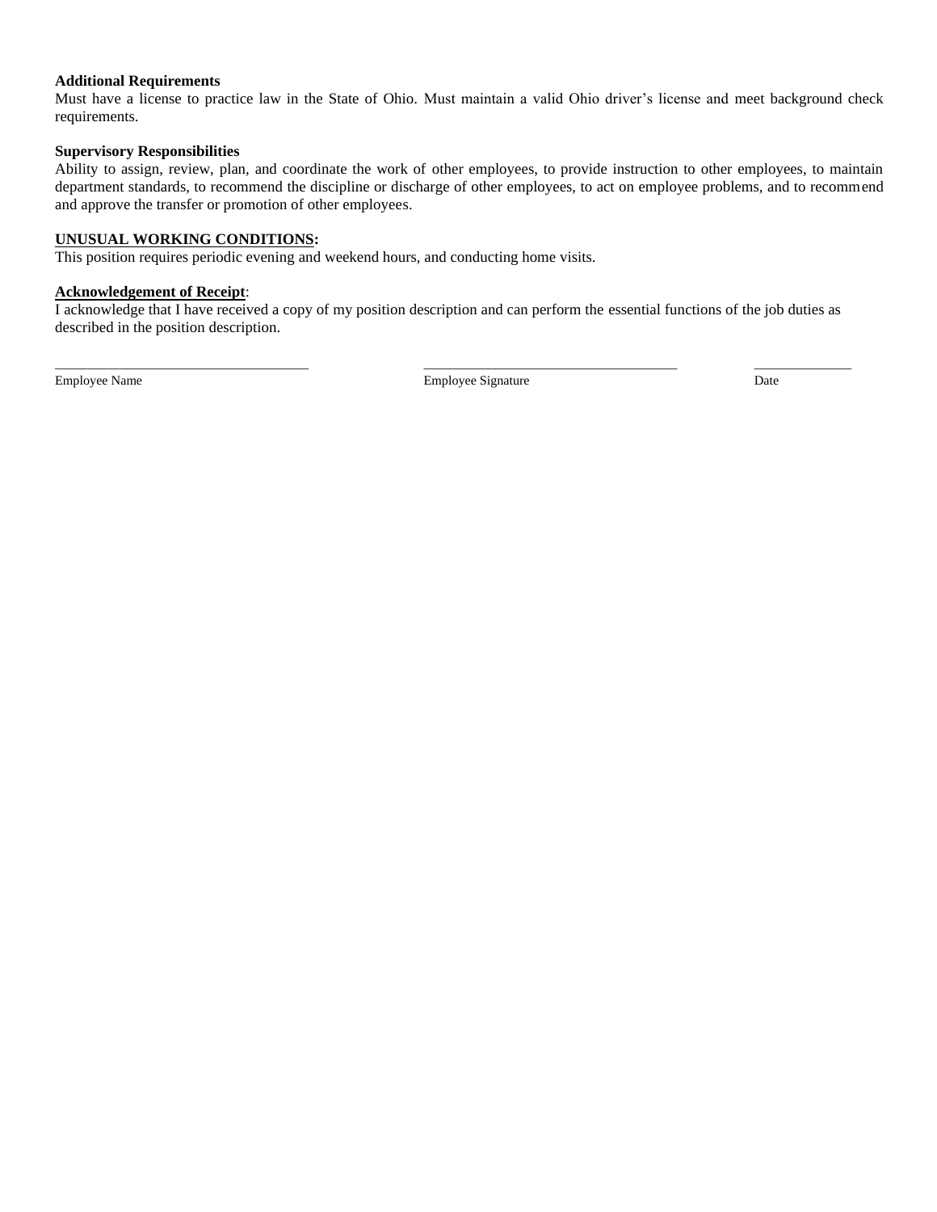**Additional Requirements**
Must have a license to practice law in the State of Ohio. Must maintain a valid Ohio driver's license and meet background check requirements.

**Supervisory Responsibilities**
Ability to assign, review, plan, and coordinate the work of other employees, to provide instruction to other employees, to maintain department standards, to recommend the discipline or discharge of other employees, to act on employee problems, and to recommend and approve the transfer or promotion of other employees.

**UNUSUAL WORKING CONDITIONS:**
This position requires periodic evening and weekend hours, and conducting home visits.

**Acknowledgement of Receipt**:
I acknowledge that I have received a copy of my position description and can perform the essential functions of the job duties as described in the position description.

| | | |
|---|---|---|
| ___________________________________ | ___________________________________ | ______________ |
| Employee Name | Employee Signature | Date |